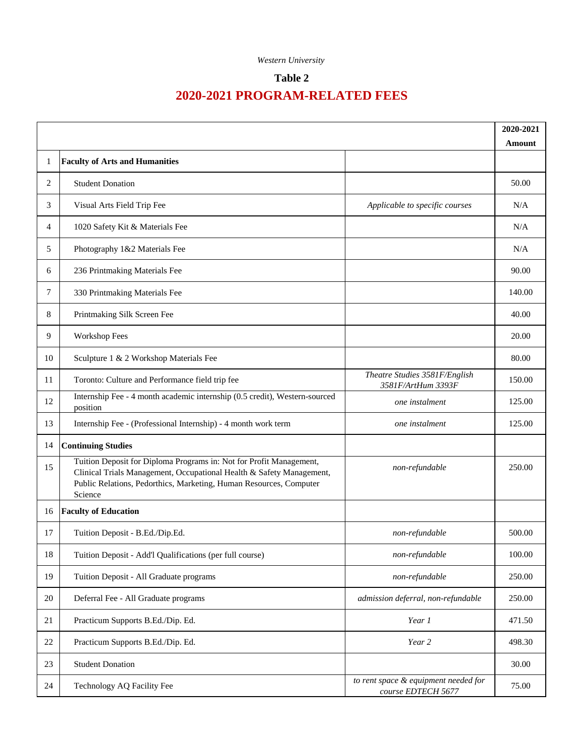*Western University*

**Table 2**

# 2020-2021 PROGRAM-RELATED FEES

| | | | 2020-2021 Amount |
|---|---|---|---|
| 1 | **Faculty of Arts and Humanities** | | |
| 2 | Student Donation | | 50.00 |
| 3 | Visual Arts Field Trip Fee | *Applicable to specific courses* | N/A |
| 4 | 1020 Safety Kit & Materials Fee | | N/A |
| 5 | Photography 1&2 Materials Fee | | N/A |
| 6 | 236 Printmaking Materials Fee | | 90.00 |
| 7 | 330 Printmaking Materials Fee | | 140.00 |
| 8 | Printmaking Silk Screen Fee | | 40.00 |
| 9 | Workshop Fees | | 20.00 |
| 10 | Sculpture 1 & 2 Workshop Materials Fee | | 80.00 |
| 11 | Toronto: Culture and Performance field trip fee | *Theatre Studies 3581F/English 3581F/ArtHum 3393F* | 150.00 |
| 12 | Internship Fee - 4 month academic internship (0.5 credit), Western-sourced position | *one instalment* | 125.00 |
| 13 | Internship Fee - (Professional Internship) - 4 month work term | *one instalment* | 125.00 |
| 14 | **Continuing Studies** | | |
| 15 | Tuition Deposit for Diploma Programs in: Not for Profit Management, Clinical Trials Management, Occupational Health & Safety Management, Public Relations, Pedorthics, Marketing, Human Resources, Computer Science | *non-refundable* | 250.00 |
| 16 | **Faculty of Education** | | |
| 17 | Tuition Deposit - B.Ed./Dip.Ed. | *non-refundable* | 500.00 |
| 18 | Tuition Deposit - Add'l Qualifications (per full course) | *non-refundable* | 100.00 |
| 19 | Tuition Deposit - All Graduate programs | *non-refundable* | 250.00 |
| 20 | Deferral Fee - All Graduate programs | *admission deferral, non-refundable* | 250.00 |
| 21 | Practicum Supports B.Ed./Dip. Ed. | *Year 1* | 471.50 |
| 22 | Practicum Supports B.Ed./Dip. Ed. | *Year 2* | 498.30 |
| 23 | Student Donation | | 30.00 |
| 24 | Technology AQ Facility Fee | *to rent space & equipment needed for course EDTECH 5677* | 75.00 |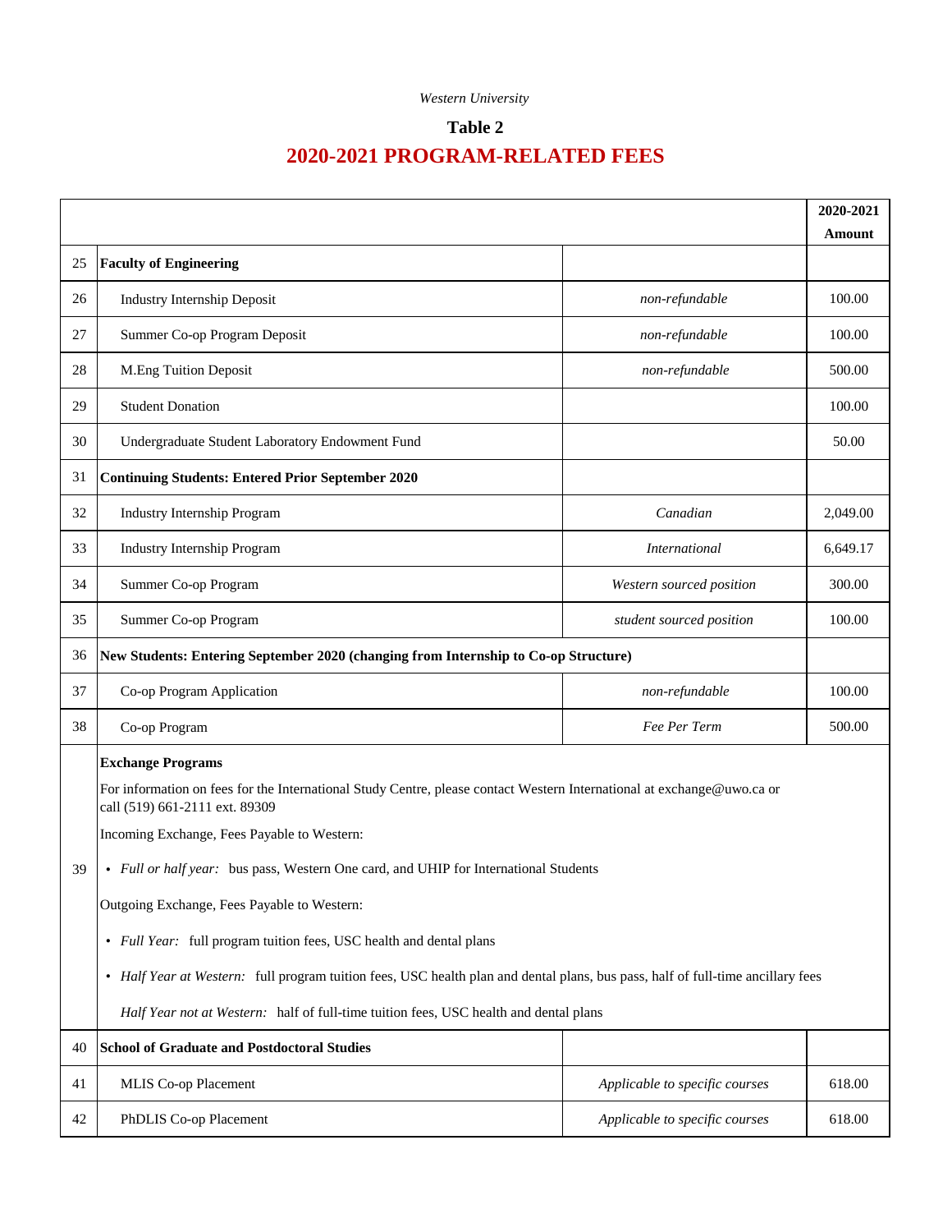*Western University*

**Table 2**

## 2020-2021 PROGRAM-RELATED FEES

| | | | 2020-2021 Amount |
|---|---|---|---|
| 25 | **Faculty of Engineering** | | |
| 26 | Industry Internship Deposit | *non-refundable* | 100.00 |
| 27 | Summer Co-op Program Deposit | *non-refundable* | 100.00 |
| 28 | M.Eng Tuition Deposit | *non-refundable* | 500.00 |
| 29 | Student Donation | | 100.00 |
| 30 | Undergraduate Student Laboratory Endowment Fund | | 50.00 |
| 31 | **Continuing Students: Entered Prior September 2020** | | |
| 32 | Industry Internship Program | *Canadian* | 2,049.00 |
| 33 | Industry Internship Program | *International* | 6,649.17 |
| 34 | Summer Co-op Program | *Western sourced position* | 300.00 |
| 35 | Summer Co-op Program | *student sourced position* | 100.00 |
| 36 | **New Students: Entering September 2020 (changing from Internship to Co-op Structure)** | | |
| 37 | Co-op Program Application | *non-refundable* | 100.00 |
| 38 | Co-op Program | *Fee Per Term* | 500.00 |
| 39 | **Exchange Programs**<br>For information on fees for the International Study Centre, please contact Western International at exchange@uwo.ca or call (519) 661-2111 ext. 89309<br>Incoming Exchange, Fees Payable to Western:<br>• *Full or half year:* bus pass, Western One card, and UHIP for International Students<br>Outgoing Exchange, Fees Payable to Western:<br>• *Full Year:* full program tuition fees, USC health and dental plans<br>• *Half Year at Western:* full program tuition fees, USC health plan and dental plans, bus pass, half of full-time ancillary fees<br>*Half Year not at Western:* half of full-time tuition fees, USC health and dental plans | | |
| 40 | **School of Graduate and Postdoctoral Studies** | | |
| 41 | MLIS Co-op Placement | *Applicable to specific courses* | 618.00 |
| 42 | PhDLIS Co-op Placement | *Applicable to specific courses* | 618.00 |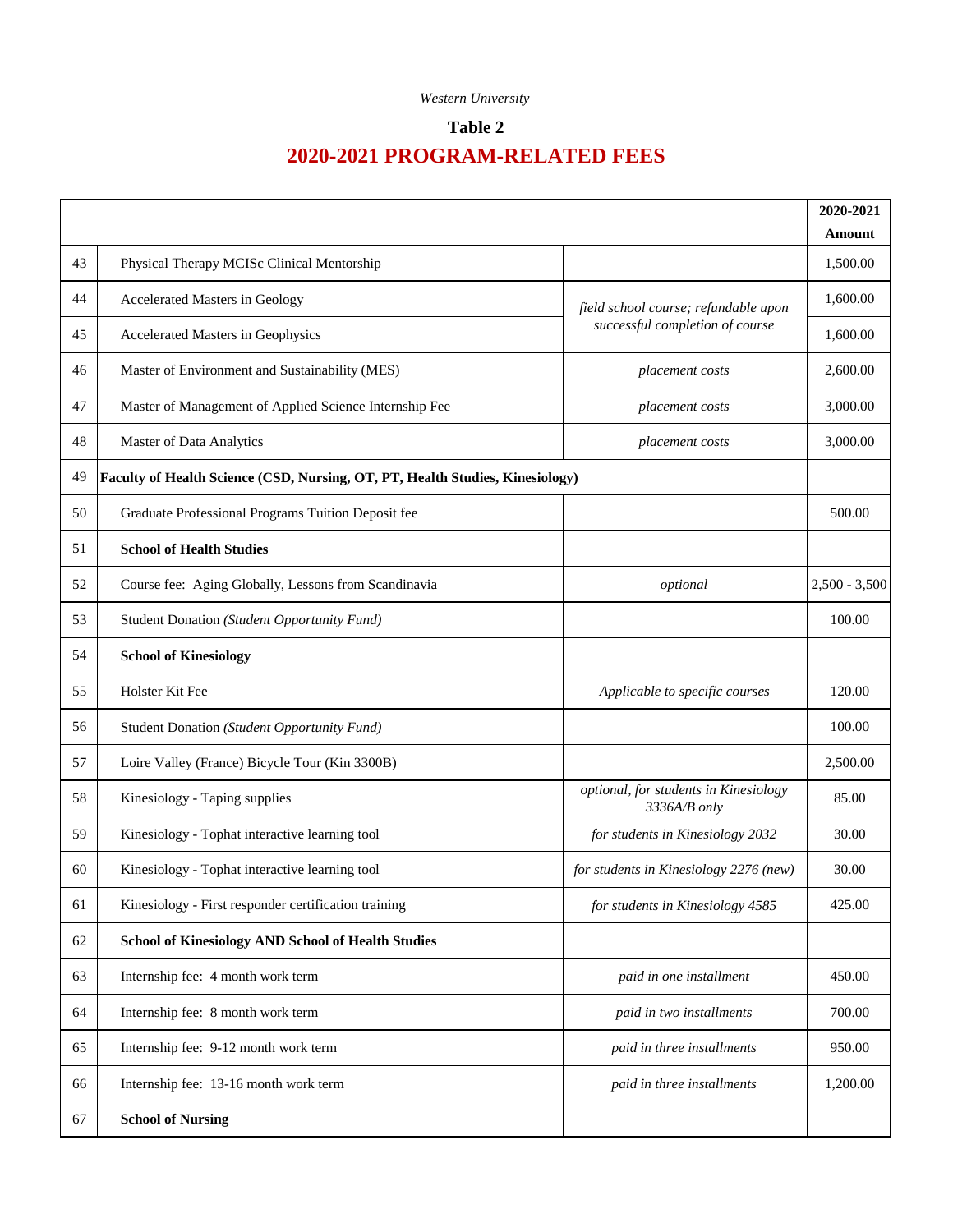*Western University*

## Table 2

## 2020-2021 PROGRAM-RELATED FEES

| | | | 2020-2021 Amount |
|---|---|---|---|
| 43 | Physical Therapy MCISc Clinical Mentorship | | 1,500.00 |
| 44 | Accelerated Masters in Geology | *field school course; refundable upon successful completion of course* | 1,600.00 |
| 45 | Accelerated Masters in Geophysics | | 1,600.00 |
| 46 | Master of Environment and Sustainability (MES) | *placement costs* | 2,600.00 |
| 47 | Master of Management of Applied Science Internship Fee | *placement costs* | 3,000.00 |
| 48 | Master of Data Analytics | *placement costs* | 3,000.00 |
| 49 | **Faculty of Health Science (CSD, Nursing, OT, PT, Health Studies, Kinesiology)** | | |
| 50 | Graduate Professional Programs Tuition Deposit fee | | 500.00 |
| 51 | **School of Health Studies** | | |
| 52 | Course fee: Aging Globally, Lessons from Scandinavia | *optional* | 2,500 - 3,500 |
| 53 | Student Donation *(Student Opportunity Fund)* | | 100.00 |
| 54 | **School of Kinesiology** | | |
| 55 | Holster Kit Fee | *Applicable to specific courses* | 120.00 |
| 56 | Student Donation *(Student Opportunity Fund)* | | 100.00 |
| 57 | Loire Valley (France) Bicycle Tour (Kin 3300B) | | 2,500.00 |
| 58 | Kinesiology - Taping supplies | *optional, for students in Kinesiology 3336A/B only* | 85.00 |
| 59 | Kinesiology - Tophat interactive learning tool | *for students in Kinesiology 2032* | 30.00 |
| 60 | Kinesiology - Tophat interactive learning tool | *for students in Kinesiology 2276 (new)* | 30.00 |
| 61 | Kinesiology - First responder certification training | *for students in Kinesiology 4585* | 425.00 |
| 62 | **School of Kinesiology AND School of Health Studies** | | |
| 63 | Internship fee: 4 month work term | *paid in one installment* | 450.00 |
| 64 | Internship fee: 8 month work term | *paid in two installments* | 700.00 |
| 65 | Internship fee: 9-12 month work term | *paid in three installments* | 950.00 |
| 66 | Internship fee: 13-16 month work term | *paid in three installments* | 1,200.00 |
| 67 | **School of Nursing** | | |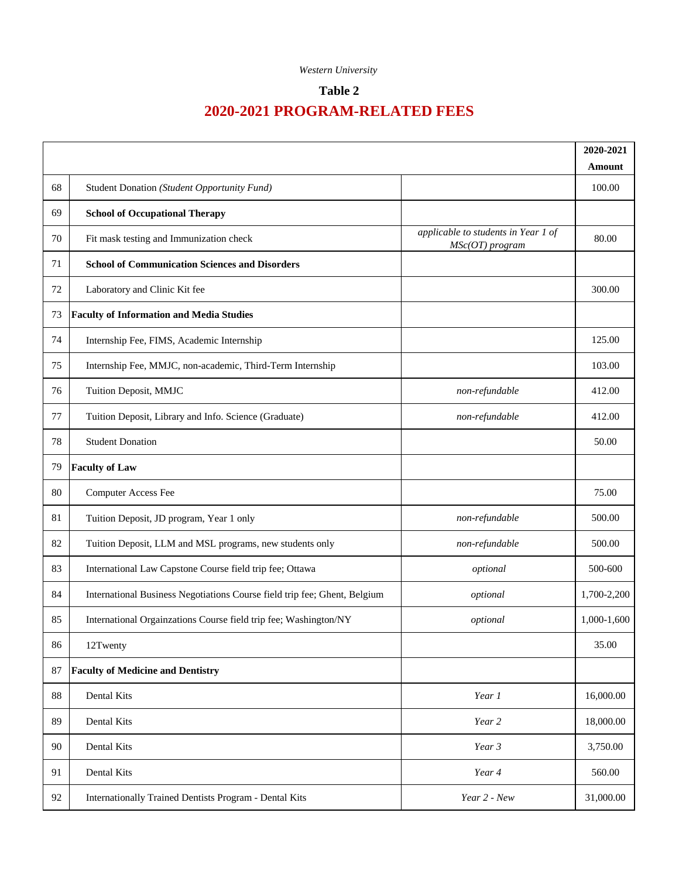*Western University*

**Table 2**

## 2020-2021 PROGRAM-RELATED FEES

| | | | 2020-2021 Amount |
|---|---|---|---|
| 68 | Student Donation *(Student Opportunity Fund)* | | 100.00 |
| 69 | **School of Occupational Therapy** | | |
| 70 | Fit mask testing and Immunization check | *applicable to students in Year 1 of MSc(OT) program* | 80.00 |
| 71 | **School of Communication Sciences and Disorders** | | |
| 72 | Laboratory and Clinic Kit fee | | 300.00 |
| 73 | **Faculty of Information and Media Studies** | | |
| 74 | Internship Fee, FIMS, Academic Internship | | 125.00 |
| 75 | Internship Fee, MMJC, non-academic, Third-Term Internship | | 103.00 |
| 76 | Tuition Deposit, MMJC | *non-refundable* | 412.00 |
| 77 | Tuition Deposit, Library and Info. Science (Graduate) | *non-refundable* | 412.00 |
| 78 | Student Donation | | 50.00 |
| 79 | **Faculty of Law** | | |
| 80 | Computer Access Fee | | 75.00 |
| 81 | Tuition Deposit, JD program, Year 1 only | *non-refundable* | 500.00 |
| 82 | Tuition Deposit, LLM and MSL programs, new students only | *non-refundable* | 500.00 |
| 83 | International Law Capstone Course field trip fee; Ottawa | *optional* | 500-600 |
| 84 | International Business Negotiations Course field trip fee; Ghent, Belgium | *optional* | 1,700-2,200 |
| 85 | International Orgainzations Course field trip fee; Washington/NY | *optional* | 1,000-1,600 |
| 86 | 12Twenty | | 35.00 |
| 87 | **Faculty of Medicine and Dentistry** | | |
| 88 | Dental Kits | *Year 1* | 16,000.00 |
| 89 | Dental Kits | *Year 2* | 18,000.00 |
| 90 | Dental Kits | *Year 3* | 3,750.00 |
| 91 | Dental Kits | *Year 4* | 560.00 |
| 92 | Internationally Trained Dentists Program - Dental Kits | *Year 2 - New* | 31,000.00 |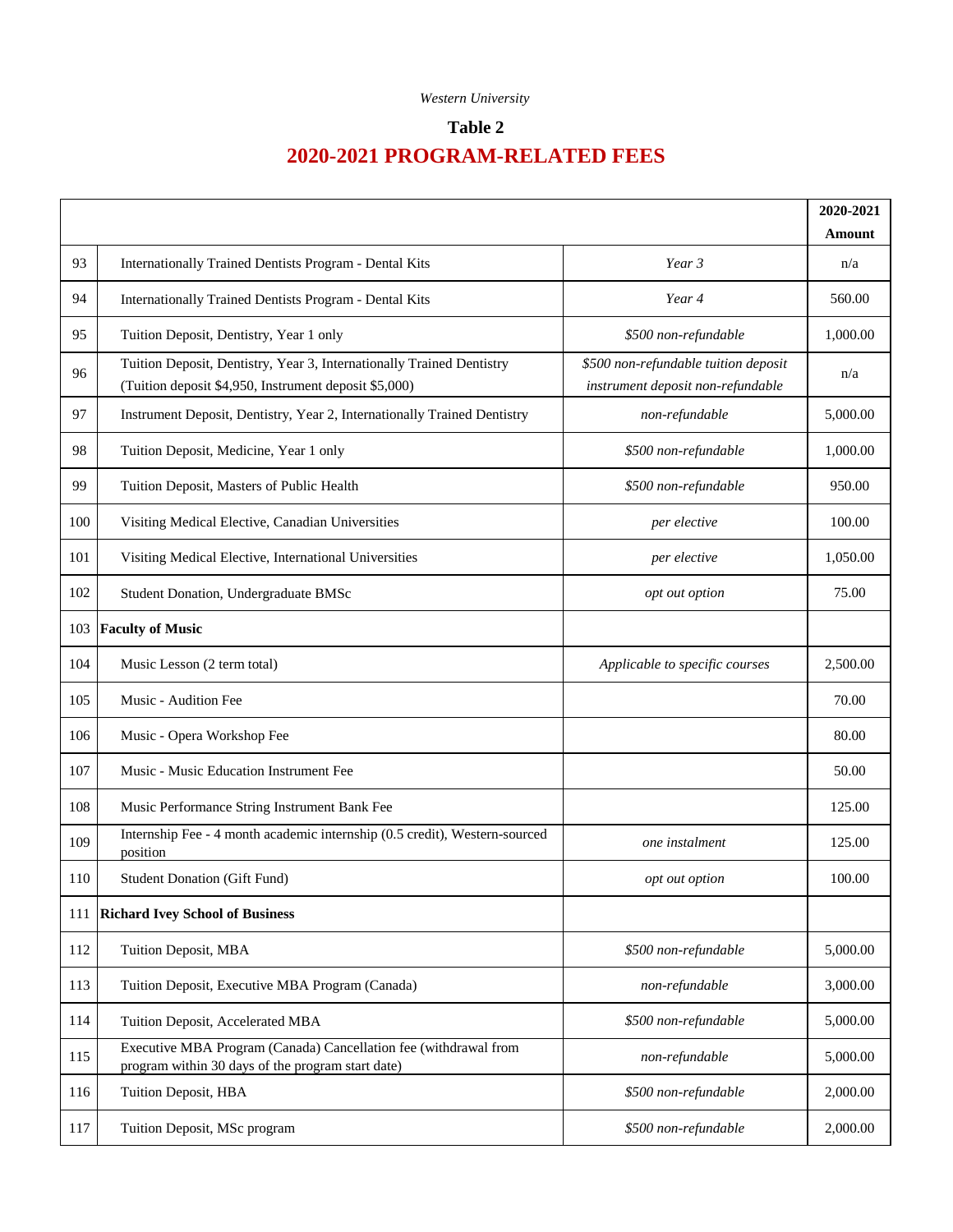*Western University*

## Table 2

# 2020-2021 PROGRAM-RELATED FEES

| | | | 2020-2021 Amount |
|---|---|---|---|
| 93 | Internationally Trained Dentists Program - Dental Kits | *Year 3* | n/a |
| 94 | Internationally Trained Dentists Program - Dental Kits | *Year 4* | 560.00 |
| 95 | Tuition Deposit, Dentistry, Year 1 only | *$500 non-refundable* | 1,000.00 |
| 96 | Tuition Deposit, Dentistry, Year 3, Internationally Trained Dentistry (Tuition deposit $4,950, Instrument deposit $5,000) | *$500 non-refundable tuition deposit instrument deposit non-refundable* | n/a |
| 97 | Instrument Deposit, Dentistry, Year 2, Internationally Trained Dentistry | *non-refundable* | 5,000.00 |
| 98 | Tuition Deposit, Medicine, Year 1 only | *$500 non-refundable* | 1,000.00 |
| 99 | Tuition Deposit, Masters of Public Health | *$500 non-refundable* | 950.00 |
| 100 | Visiting Medical Elective, Canadian Universities | *per elective* | 100.00 |
| 101 | Visiting Medical Elective, International Universities | *per elective* | 1,050.00 |
| 102 | Student Donation, Undergraduate BMSc | *opt out option* | 75.00 |
| 103 | **Faculty of Music** | | |
| 104 | Music Lesson (2 term total) | *Applicable to specific courses* | 2,500.00 |
| 105 | Music - Audition Fee | | 70.00 |
| 106 | Music - Opera Workshop Fee | | 80.00 |
| 107 | Music - Music Education Instrument Fee | | 50.00 |
| 108 | Music Performance String Instrument Bank Fee | | 125.00 |
| 109 | Internship Fee - 4 month academic internship (0.5 credit), Western-sourced position | *one instalment* | 125.00 |
| 110 | Student Donation (Gift Fund) | *opt out option* | 100.00 |
| 111 | **Richard Ivey School of Business** | | |
| 112 | Tuition Deposit, MBA | *$500 non-refundable* | 5,000.00 |
| 113 | Tuition Deposit, Executive MBA Program (Canada) | *non-refundable* | 3,000.00 |
| 114 | Tuition Deposit, Accelerated MBA | *$500 non-refundable* | 5,000.00 |
| 115 | Executive MBA Program (Canada) Cancellation fee (withdrawal from program within 30 days of the program start date) | *non-refundable* | 5,000.00 |
| 116 | Tuition Deposit, HBA | *$500 non-refundable* | 2,000.00 |
| 117 | Tuition Deposit, MSc program | *$500 non-refundable* | 2,000.00 |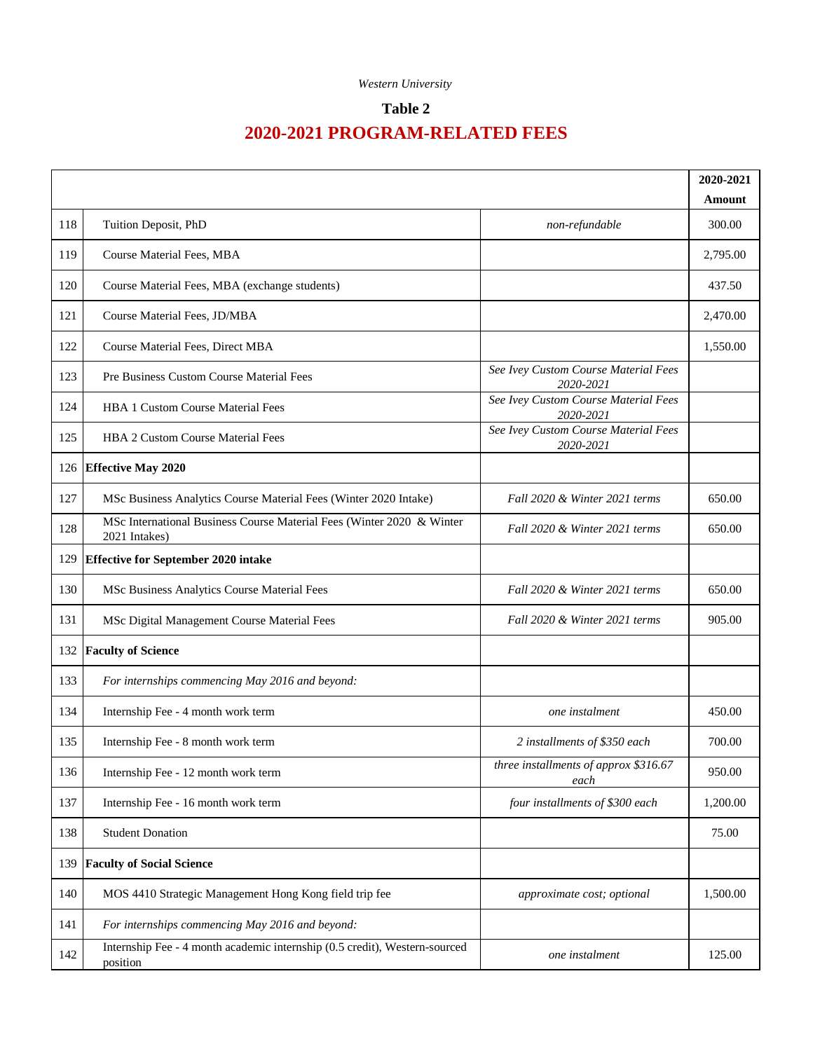*Western University*

## Table 2

# 2020-2021 PROGRAM-RELATED FEES

| | | | 2020-2021 Amount |
|---|---|---|---|
| 118 | Tuition Deposit, PhD | *non-refundable* | 300.00 |
| 119 | Course Material Fees, MBA | | 2,795.00 |
| 120 | Course Material Fees, MBA (exchange students) | | 437.50 |
| 121 | Course Material Fees, JD/MBA | | 2,470.00 |
| 122 | Course Material Fees, Direct MBA | | 1,550.00 |
| 123 | Pre Business Custom Course Material Fees | *See Ivey Custom Course Material Fees 2020-2021* | |
| 124 | HBA 1 Custom Course Material Fees | *See Ivey Custom Course Material Fees 2020-2021* | |
| 125 | HBA 2 Custom Course Material Fees | *See Ivey Custom Course Material Fees 2020-2021* | |
| 126 | **Effective May 2020** | | |
| 127 | MSc Business Analytics Course Material Fees (Winter 2020 Intake) | *Fall 2020 & Winter 2021 terms* | 650.00 |
| 128 | MSc International Business Course Material Fees (Winter 2020 & Winter 2021 Intakes) | *Fall 2020 & Winter 2021 terms* | 650.00 |
| 129 | **Effective for September 2020 intake** | | |
| 130 | MSc Business Analytics Course Material Fees | *Fall 2020 & Winter 2021 terms* | 650.00 |
| 131 | MSc Digital Management Course Material Fees | *Fall 2020 & Winter 2021 terms* | 905.00 |
| 132 | **Faculty of Science** | | |
| 133 | *For internships commencing May 2016 and beyond:* | | |
| 134 | Internship Fee - 4 month work term | *one instalment* | 450.00 |
| 135 | Internship Fee - 8 month work term | *2 installments of $350 each* | 700.00 |
| 136 | Internship Fee - 12 month work term | *three installments of approx $316.67 each* | 950.00 |
| 137 | Internship Fee - 16 month work term | *four installments of $300 each* | 1,200.00 |
| 138 | Student Donation | | 75.00 |
| 139 | **Faculty of Social Science** | | |
| 140 | MOS 4410 Strategic Management Hong Kong field trip fee | *approximate cost; optional* | 1,500.00 |
| 141 | *For internships commencing May 2016 and beyond:* | | |
| 142 | Internship Fee - 4 month academic internship (0.5 credit), Western-sourced position | *one instalment* | 125.00 |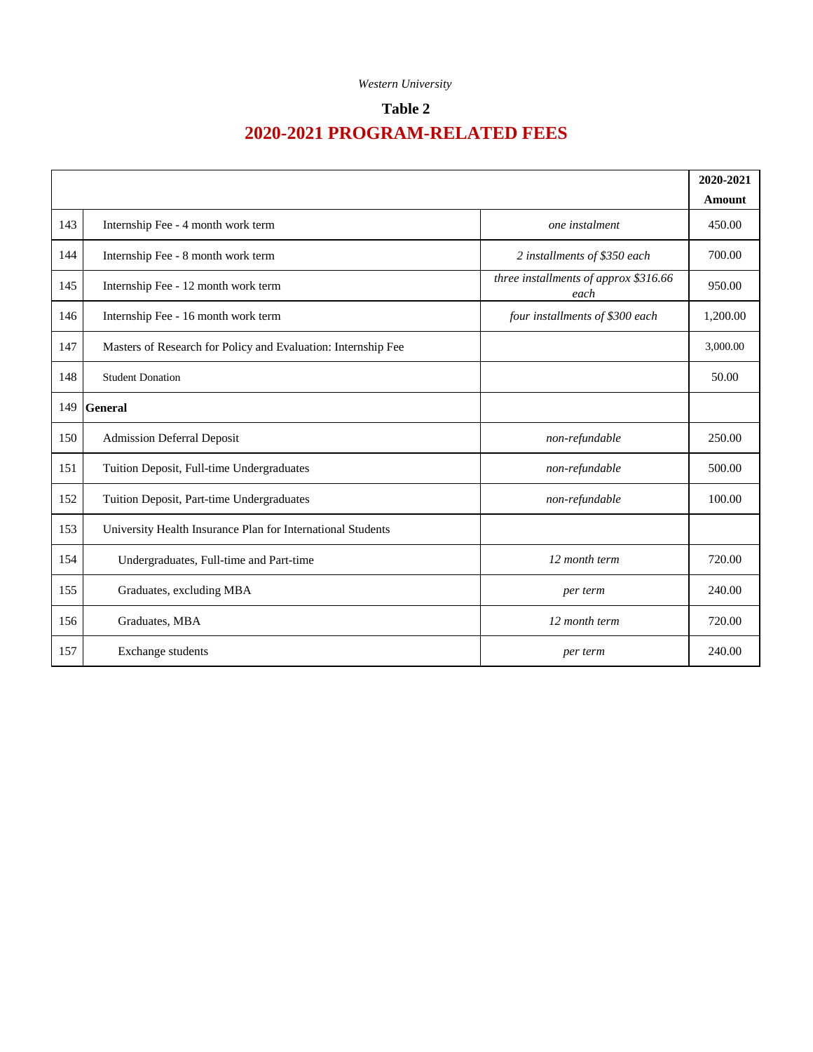*Western University*

## Table 2

# 2020-2021 PROGRAM-RELATED FEES

| | | | 2020-2021 Amount |
|---|---|---|---|
| 143 | Internship Fee - 4 month work term | *one instalment* | 450.00 |
| 144 | Internship Fee - 8 month work term | *2 installments of $350 each* | 700.00 |
| 145 | Internship Fee - 12 month work term | *three installments of approx $316.66 each* | 950.00 |
| 146 | Internship Fee - 16 month work term | *four installments of $300 each* | 1,200.00 |
| 147 | Masters of Research for Policy and Evaluation: Internship Fee | | 3,000.00 |
| 148 | Student Donation | | 50.00 |
| 149 | **General** | | |
| 150 | Admission Deferral Deposit | *non-refundable* | 250.00 |
| 151 | Tuition Deposit, Full-time Undergraduates | *non-refundable* | 500.00 |
| 152 | Tuition Deposit, Part-time Undergraduates | *non-refundable* | 100.00 |
| 153 | University Health Insurance Plan for International Students | | |
| 154 | Undergraduates, Full-time and Part-time | *12 month term* | 720.00 |
| 155 | Graduates, excluding MBA | *per term* | 240.00 |
| 156 | Graduates, MBA | *12 month term* | 720.00 |
| 157 | Exchange students | *per term* | 240.00 |